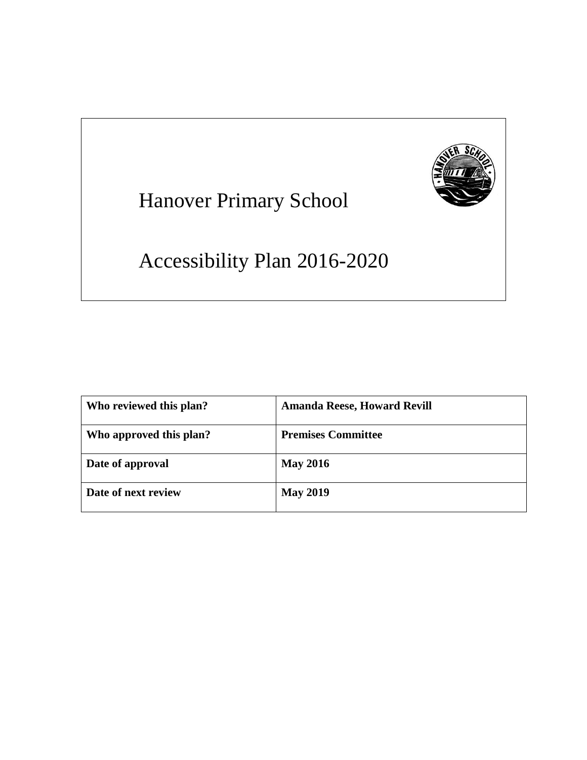# Hanover Primary School

# Accessibility Plan 2016-2020

| Who reviewed this plan? | Amanda Reese, Howard Revill |
|---|---|
| **Who approved this plan?** | **Premises Committee** |
| **Date of approval** | **May 2016** |
| **Date of next review** | **May 2019** |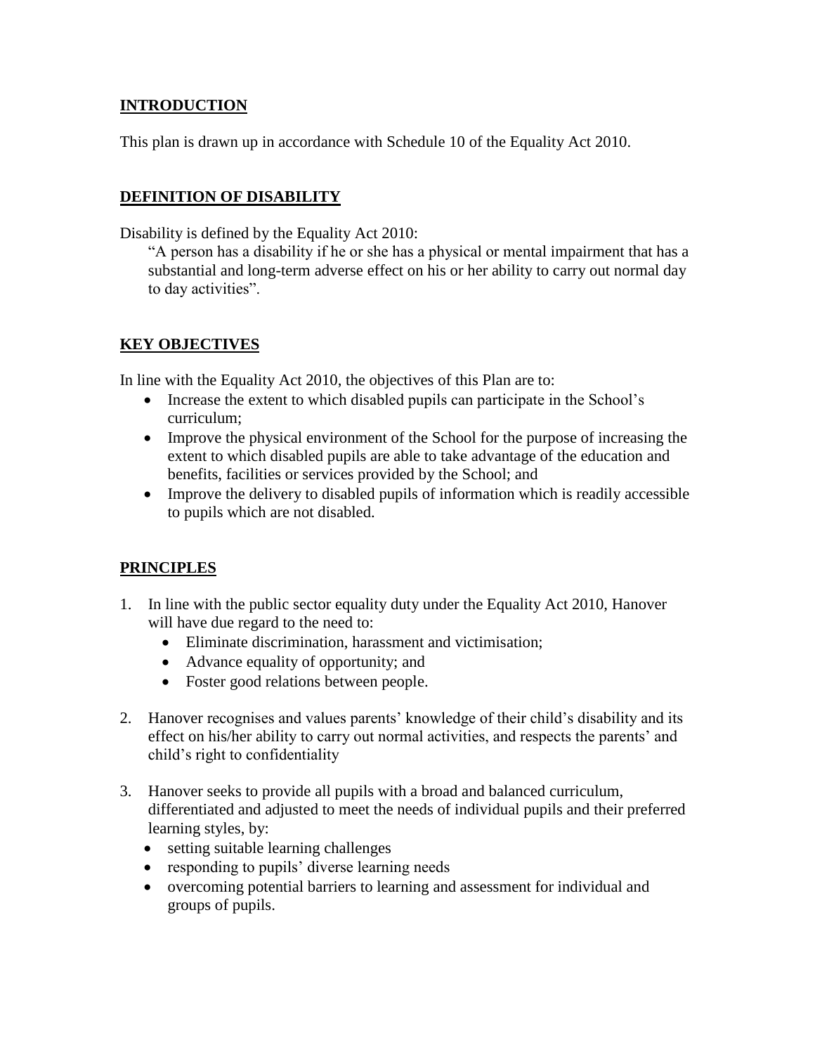## INTRODUCTION

This plan is drawn up in accordance with Schedule 10 of the Equality Act 2010.

## DEFINITION OF DISABILITY

Disability is defined by the Equality Act 2010:

> "A person has a disability if he or she has a physical or mental impairment that has a substantial and long-term adverse effect on his or her ability to carry out normal day to day activities".

## KEY OBJECTIVES

In line with the Equality Act 2010, the objectives of this Plan are to:

- Increase the extent to which disabled pupils can participate in the School's curriculum;
- Improve the physical environment of the School for the purpose of increasing the extent to which disabled pupils are able to take advantage of the education and benefits, facilities or services provided by the School; and
- Improve the delivery to disabled pupils of information which is readily accessible to pupils which are not disabled.

## PRINCIPLES

1. In line with the public sector equality duty under the Equality Act 2010, Hanover will have due regard to the need to:
    - Eliminate discrimination, harassment and victimisation;
    - Advance equality of opportunity; and
    - Foster good relations between people.

2. Hanover recognises and values parents' knowledge of their child's disability and its effect on his/her ability to carry out normal activities, and respects the parents' and child's right to confidentiality

3. Hanover seeks to provide all pupils with a broad and balanced curriculum, differentiated and adjusted to meet the needs of individual pupils and their preferred learning styles, by:
    - setting suitable learning challenges
    - responding to pupils' diverse learning needs
    - overcoming potential barriers to learning and assessment for individual and groups of pupils.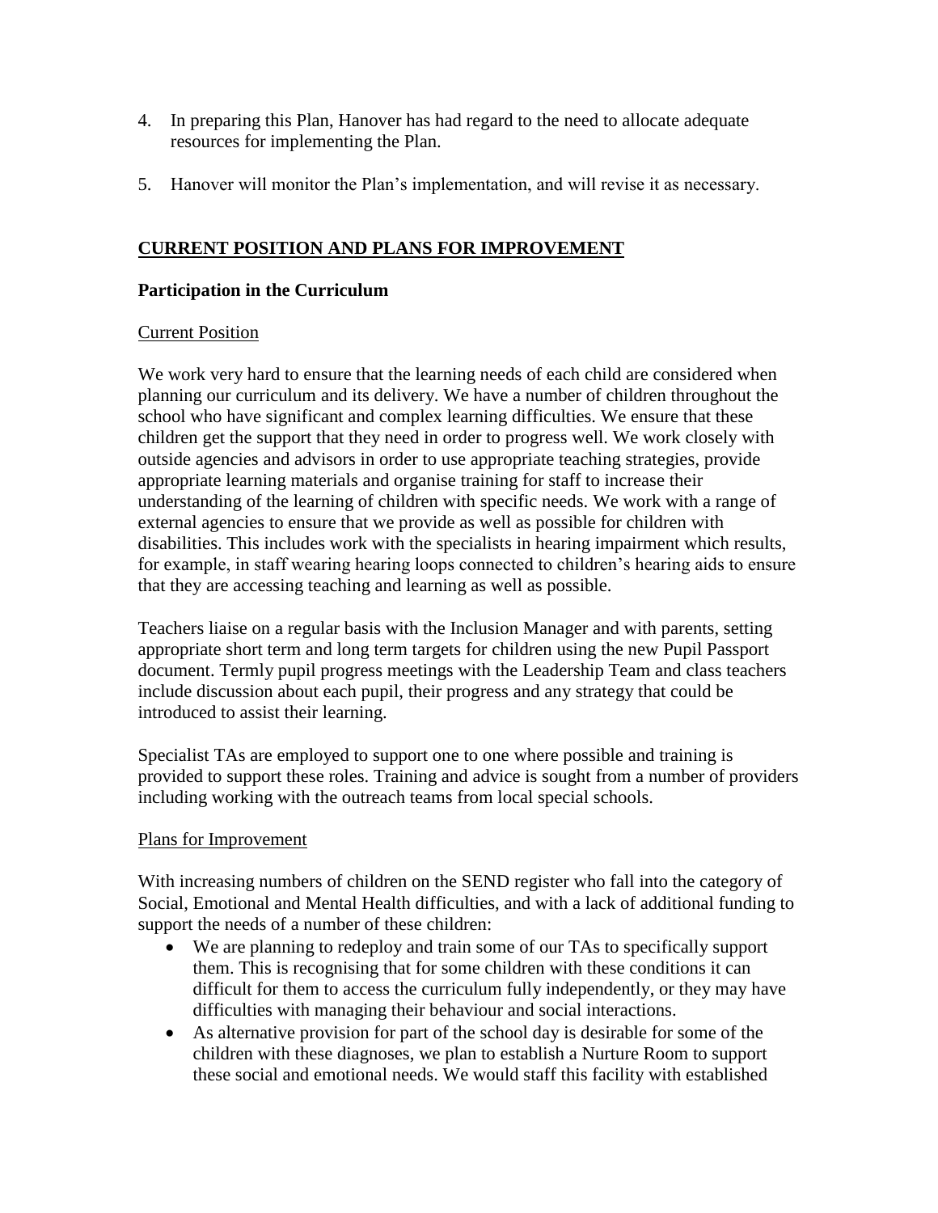4. In preparing this Plan, Hanover has had regard to the need to allocate adequate resources for implementing the Plan.

5. Hanover will monitor the Plan's implementation, and will revise it as necessary.

## CURRENT POSITION AND PLANS FOR IMPROVEMENT

### Participation in the Curriculum

Current Position

We work very hard to ensure that the learning needs of each child are considered when planning our curriculum and its delivery. We have a number of children throughout the school who have significant and complex learning difficulties. We ensure that these children get the support that they need in order to progress well. We work closely with outside agencies and advisors in order to use appropriate teaching strategies, provide appropriate learning materials and organise training for staff to increase their understanding of the learning of children with specific needs. We work with a range of external agencies to ensure that we provide as well as possible for children with disabilities. This includes work with the specialists in hearing impairment which results, for example, in staff wearing hearing loops connected to children's hearing aids to ensure that they are accessing teaching and learning as well as possible.

Teachers liaise on a regular basis with the Inclusion Manager and with parents, setting appropriate short term and long term targets for children using the new Pupil Passport document. Termly pupil progress meetings with the Leadership Team and class teachers include discussion about each pupil, their progress and any strategy that could be introduced to assist their learning.

Specialist TAs are employed to support one to one where possible and training is provided to support these roles. Training and advice is sought from a number of providers including working with the outreach teams from local special schools.

Plans for Improvement

With increasing numbers of children on the SEND register who fall into the category of Social, Emotional and Mental Health difficulties, and with a lack of additional funding to support the needs of a number of these children:

- We are planning to redeploy and train some of our TAs to specifically support them. This is recognising that for some children with these conditions it can difficult for them to access the curriculum fully independently, or they may have difficulties with managing their behaviour and social interactions.
- As alternative provision for part of the school day is desirable for some of the children with these diagnoses, we plan to establish a Nurture Room to support these social and emotional needs. We would staff this facility with established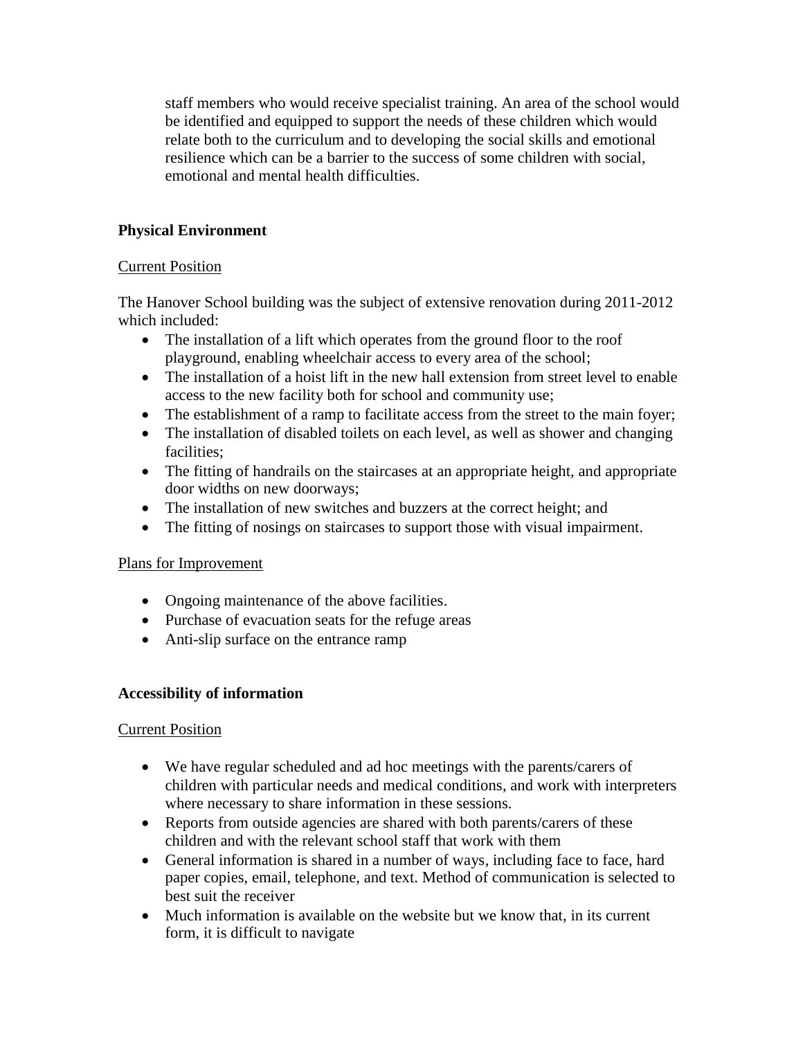staff members who would receive specialist training. An area of the school would be identified and equipped to support the needs of these children which would relate both to the curriculum and to developing the social skills and emotional resilience which can be a barrier to the success of some children with social, emotional and mental health difficulties.

**Physical Environment**

<u>Current Position</u>

The Hanover School building was the subject of extensive renovation during 2011-2012 which included:

- The installation of a lift which operates from the ground floor to the roof playground, enabling wheelchair access to every area of the school;
- The installation of a hoist lift in the new hall extension from street level to enable access to the new facility both for school and community use;
- The establishment of a ramp to facilitate access from the street to the main foyer;
- The installation of disabled toilets on each level, as well as shower and changing facilities;
- The fitting of handrails on the staircases at an appropriate height, and appropriate door widths on new doorways;
- The installation of new switches and buzzers at the correct height; and
- The fitting of nosings on staircases to support those with visual impairment.

<u>Plans for Improvement</u>

- Ongoing maintenance of the above facilities.
- Purchase of evacuation seats for the refuge areas
- Anti-slip surface on the entrance ramp

**Accessibility of information**

<u>Current Position</u>

- We have regular scheduled and ad hoc meetings with the parents/carers of children with particular needs and medical conditions, and work with interpreters where necessary to share information in these sessions.
- Reports from outside agencies are shared with both parents/carers of these children and with the relevant school staff that work with them
- General information is shared in a number of ways, including face to face, hard paper copies, email, telephone, and text. Method of communication is selected to best suit the receiver
- Much information is available on the website but we know that, in its current form, it is difficult to navigate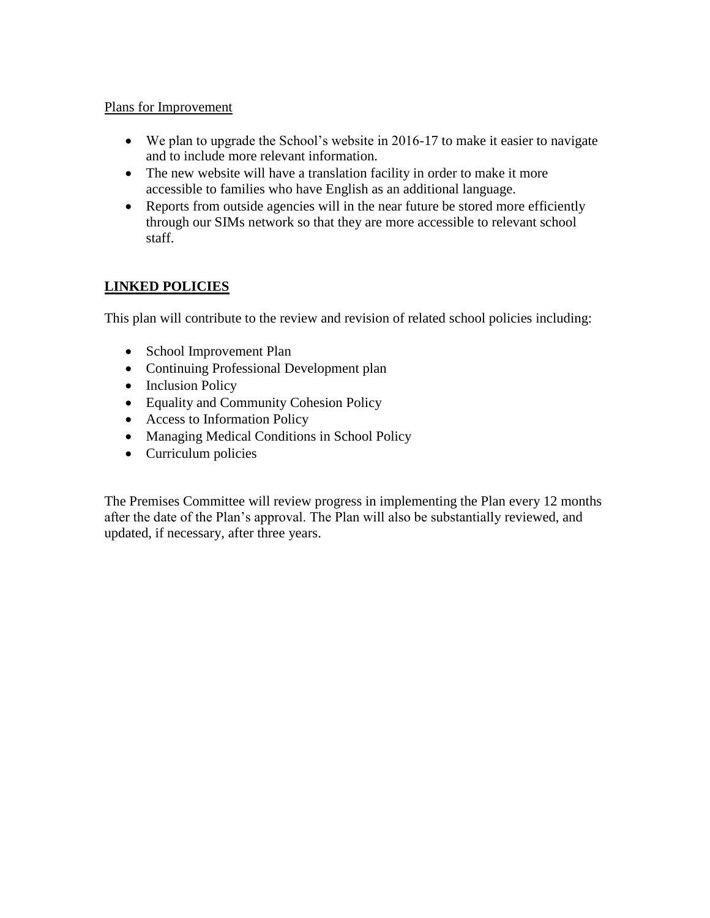Plans for Improvement

- We plan to upgrade the School's website in 2016-17 to make it easier to navigate and to include more relevant information.
- The new website will have a translation facility in order to make it more accessible to families who have English as an additional language.
- Reports from outside agencies will in the near future be stored more efficiently through our SIMs network so that they are more accessible to relevant school staff.

## LINKED POLICIES

This plan will contribute to the review and revision of related school policies including:

- School Improvement Plan
- Continuing Professional Development plan
- Inclusion Policy
- Equality and Community Cohesion Policy
- Access to Information Policy
- Managing Medical Conditions in School Policy
- Curriculum policies

The Premises Committee will review progress in implementing the Plan every 12 months after the date of the Plan's approval. The Plan will also be substantially reviewed, and updated, if necessary, after three years.